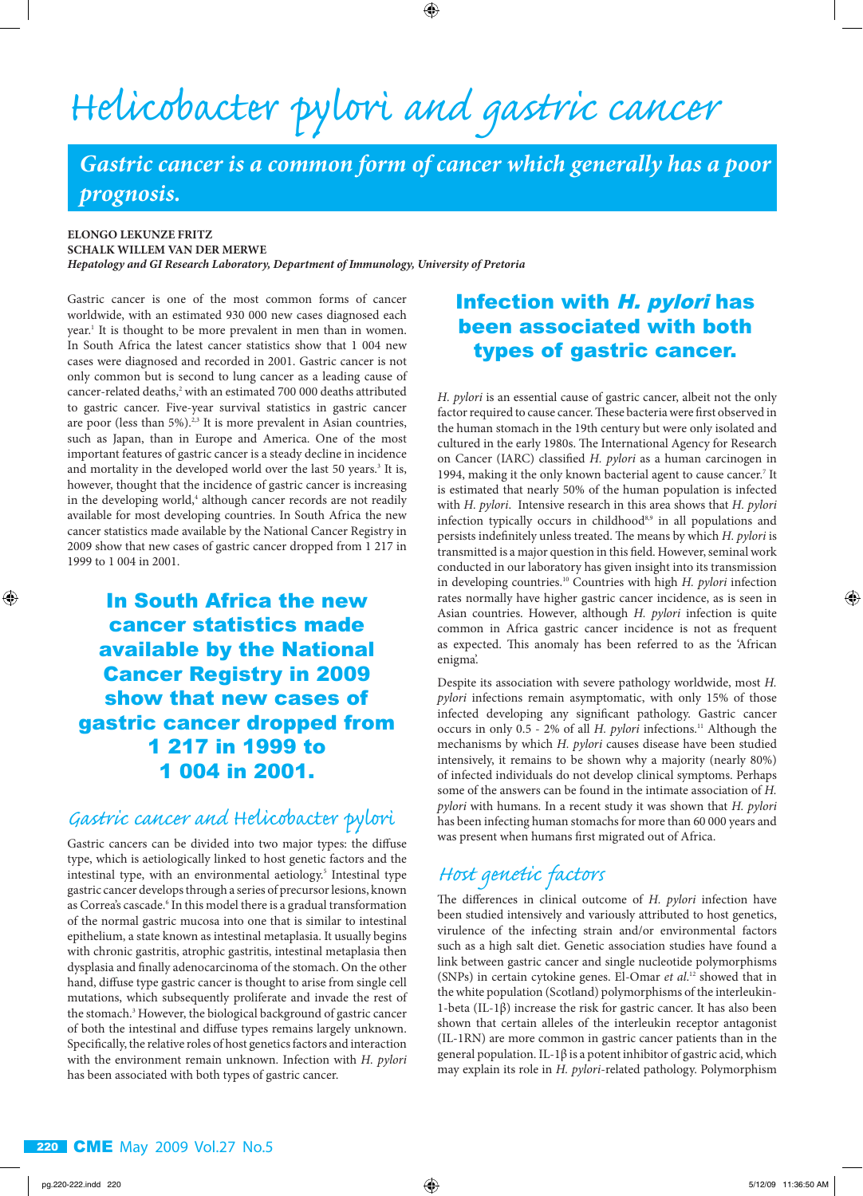# Helicobacter pylori and gastric cancer

**Gastric cancer is a common form of cancer which generally has a poor prognosis.**

**ELONGO LEKUNZE FRITZ**
**SCHALK WILLEM VAN DER MERWE**
***Hepatology and GI Research Laboratory, Department of Immunology, University of Pretoria***

Gastric cancer is one of the most common forms of cancer worldwide, with an estimated 930 000 new cases diagnosed each year.[1] It is thought to be more prevalent in men than in women. In South Africa the latest cancer statistics show that 1 004 new cases were diagnosed and recorded in 2001. Gastric cancer is not only common but is second to lung cancer as a leading cause of cancer-related deaths,[2] with an estimated 700 000 deaths attributed to gastric cancer. Five-year survival statistics in gastric cancer are poor (less than 5%).[2,3] It is more prevalent in Asian countries, such as Japan, than in Europe and America. One of the most important features of gastric cancer is a steady decline in incidence and mortality in the developed world over the last 50 years.[3] It is, however, thought that the incidence of gastric cancer is increasing in the developing world,[4] although cancer records are not readily available for most developing countries. In South Africa the new cancer statistics made available by the National Cancer Registry in 2009 show that new cases of gastric cancer dropped from 1 217 in 1999 to 1 004 in 2001.

**In South Africa the new cancer statistics made available by the National Cancer Registry in 2009 show that new cases of gastric cancer dropped from 1 217 in 1999 to 1 004 in 2001.**

## Gastric cancer and Helicobacter pylori

Gastric cancers can be divided into two major types: the diffuse type, which is aetiologically linked to host genetic factors and the intestinal type, with an environmental aetiology.[5] Intestinal type gastric cancer develops through a series of precursor lesions, known as Correa's cascade.[6] In this model there is a gradual transformation of the normal gastric mucosa into one that is similar to intestinal epithelium, a state known as intestinal metaplasia. It usually begins with chronic gastritis, atrophic gastritis, intestinal metaplasia then dysplasia and finally adenocarcinoma of the stomach. On the other hand, diffuse type gastric cancer is thought to arise from single cell mutations, which subsequently proliferate and invade the rest of the stomach.[3] However, the biological background of gastric cancer of both the intestinal and diffuse types remains largely unknown. Specifically, the relative roles of host genetics factors and interaction with the environment remain unknown. Infection with *H. pylori* has been associated with both types of gastric cancer.

**Infection with *H. pylori* has been associated with both types of gastric cancer.**

*H. pylori* is an essential cause of gastric cancer, albeit not the only factor required to cause cancer. These bacteria were first observed in the human stomach in the 19th century but were only isolated and cultured in the early 1980s. The International Agency for Research on Cancer (IARC) classified *H. pylori* as a human carcinogen in 1994, making it the only known bacterial agent to cause cancer.[7] It is estimated that nearly 50% of the human population is infected with *H. pylori*. Intensive research in this area shows that *H. pylori* infection typically occurs in childhood[8,9] in all populations and persists indefinitely unless treated. The means by which *H. pylori* is transmitted is a major question in this field. However, seminal work conducted in our laboratory has given insight into its transmission in developing countries.[10] Countries with high *H. pylori* infection rates normally have higher gastric cancer incidence, as is seen in Asian countries. However, although *H. pylori* infection is quite common in Africa gastric cancer incidence is not as frequent as expected. This anomaly has been referred to as the 'African enigma'.

Despite its association with severe pathology worldwide, most *H. pylori* infections remain asymptomatic, with only 15% of those infected developing any significant pathology. Gastric cancer occurs in only 0.5 - 2% of all *H. pylori* infections.[11] Although the mechanisms by which *H. pylori* causes disease have been studied intensively, it remains to be shown why a majority (nearly 80%) of infected individuals do not develop clinical symptoms. Perhaps some of the answers can be found in the intimate association of *H. pylori* with humans. In a recent study it was shown that *H. pylori* has been infecting human stomachs for more than 60 000 years and was present when humans first migrated out of Africa.

## Host genetic factors

The differences in clinical outcome of *H. pylori* infection have been studied intensively and variously attributed to host genetics, virulence of the infecting strain and/or environmental factors such as a high salt diet. Genetic association studies have found a link between gastric cancer and single nucleotide polymorphisms (SNPs) in certain cytokine genes. El-Omar *et al.*[12] showed that in the white population (Scotland) polymorphisms of the interleukin-1-beta (IL-1β) increase the risk for gastric cancer. It has also been shown that certain alleles of the interleukin receptor antagonist (IL-1RN) are more common in gastric cancer patients than in the general population. IL-1β is a potent inhibitor of gastric acid, which may explain its role in *H. pylori*-related pathology. Polymorphism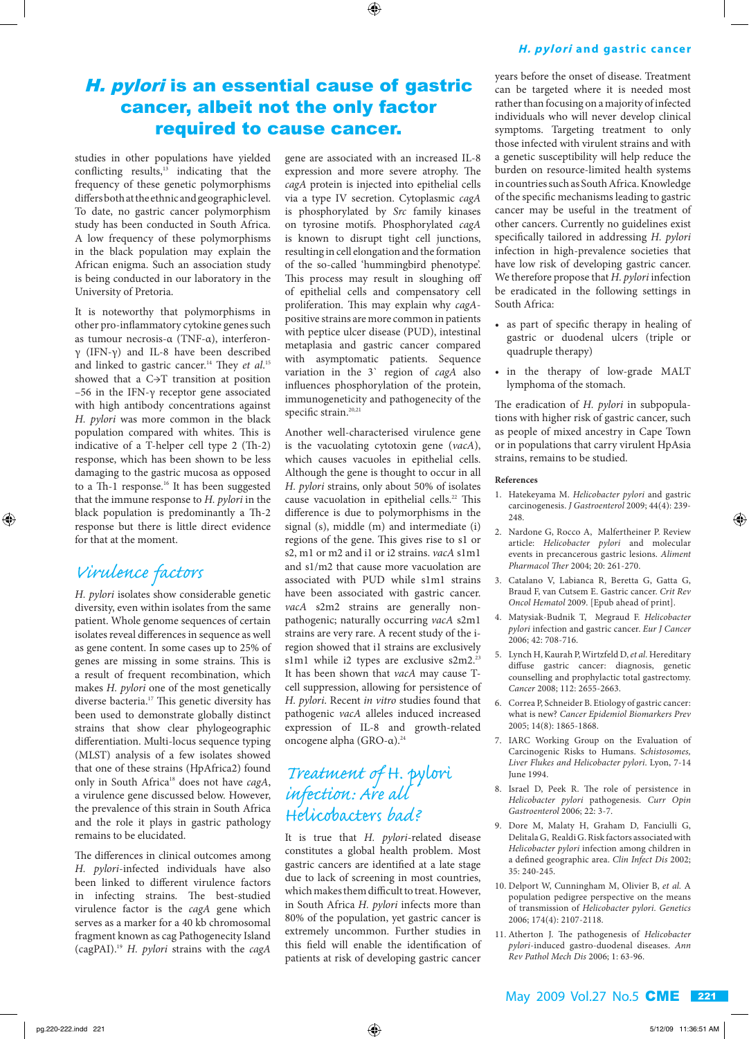# *H. pylori* is an essential cause of gastric cancer, albeit not the only factor required to cause cancer.

studies in other populations have yielded conflicting results,[13] indicating that the frequency of these genetic polymorphisms differs both at the ethnic and geographic level. To date, no gastric cancer polymorphism study has been conducted in South Africa. A low frequency of these polymorphisms in the black population may explain the African enigma. Such an association study is being conducted in our laboratory in the University of Pretoria.

It is noteworthy that polymorphisms in other pro-inflammatory cytokine genes such as tumour necrosis-α (TNF-α), interferon-γ (IFN-γ) and IL-8 have been described and linked to gastric cancer.[14] They *et al.*[15] showed that a C→T transition at position –56 in the IFN-γ receptor gene associated with high antibody concentrations against *H. pylori* was more common in the black population compared with whites. This is indicative of a T-helper cell type 2 (Th-2) response, which has been shown to be less damaging to the gastric mucosa as opposed to a Th-1 response.[16] It has been suggested that the immune response to *H. pylori* in the black population is predominantly a Th-2 response but there is little direct evidence for that at the moment.

## Virulence factors

*H. pylori* isolates show considerable genetic diversity, even within isolates from the same patient. Whole genome sequences of certain isolates reveal differences in sequence as well as gene content. In some cases up to 25% of genes are missing in some strains. This is a result of frequent recombination, which makes *H. pylori* one of the most genetically diverse bacteria.[17] This genetic diversity has been used to demonstrate globally distinct strains that show clear phylogeographic differentiation. Multi-locus sequence typing (MLST) analysis of a few isolates showed that one of these strains (HpAfrica2) found only in South Africa[18] does not have *cagA*, a virulence gene discussed below. However, the prevalence of this strain in South Africa and the role it plays in gastric pathology remains to be elucidated.

The differences in clinical outcomes among *H. pylori*-infected individuals have also been linked to different virulence factors in infecting strains. The best-studied virulence factor is the *cagA* gene which serves as a marker for a 40 kb chromosomal fragment known as cag Pathogenecity Island (cagPAI).[19] *H. pylori* strains with the *cagA* gene are associated with an increased IL-8 expression and more severe atrophy. The *cagA* protein is injected into epithelial cells via a type IV secretion. Cytoplasmic *cagA* is phosphorylated by *Src* family kinases on tyrosine motifs. Phosphorylated *cagA* is known to disrupt tight cell junctions, resulting in cell elongation and the formation of the so-called 'hummingbird phenotype'. This process may result in sloughing off of epithelial cells and compensatory cell proliferation. This may explain why *cagA*-positive strains are more common in patients with peptice ulcer disease (PUD), intestinal metaplasia and gastric cancer compared with asymptomatic patients. Sequence variation in the 3` region of *cagA* also influences phosphorylation of the protein, immunogenicity and pathogenecity of the specific strain.[20,21]

Another well-characterised virulence gene is the vacuolating cytotoxin gene (*vacA*), which causes vacuoles in epithelial cells. Although the gene is thought to occur in all *H. pylori* strains, only about 50% of isolates cause vacuolation in epithelial cells.[22] This difference is due to polymorphisms in the signal (s), middle (m) and intermediate (i) regions of the gene. This gives rise to s1 or s2, m1 or m2 and i1 or i2 strains. *vacA* s1m1 and s1/m2 that cause more vacuolation are associated with PUD while s1m1 strains have been associated with gastric cancer. *vacA* s2m2 strains are generally non-pathogenic; naturally occurring *vacA* s2m1 strains are very rare. A recent study of the i-region showed that i1 strains are exclusively s1m1 while i2 types are exclusive s2m2.[23] It has been shown that *vacA* may cause T-cell suppression, allowing for persistence of *H. pylori*. Recent *in vitro* studies found that pathogenic *vacA* alleles induced increased expression of IL-8 and growth-related oncogene alpha (GRO-α).[24]

## Treatment of H. pylori infection: Are all Helicobacters bad?

It is true that *H. pylori*-related disease constitutes a global health problem. Most gastric cancers are identified at a late stage due to lack of screening in most countries, which makes them difficult to treat. However, in South Africa *H. pylori* infects more than 80% of the population, yet gastric cancer is extremely uncommon. Further studies in this field will enable the identification of patients at risk of developing gastric cancer years before the onset of disease. Treatment can be targeted where it is needed most rather than focusing on a majority of infected individuals who will never develop clinical symptoms. Targeting treatment to only those infected with virulent strains and with a genetic susceptibility will help reduce the burden on resource-limited health systems in countries such as South Africa. Knowledge of the specific mechanisms leading to gastric cancer may be useful in the treatment of other cancers. Currently no guidelines exist specifically tailored in addressing *H. pylori* infection in high-prevalence societies that have low risk of developing gastric cancer. We therefore propose that *H. pylori* infection be eradicated in the following settings in South Africa:

- as part of specific therapy in healing of gastric or duodenal ulcers (triple or quadruple therapy)
- in the therapy of low-grade MALT lymphoma of the stomach.

The eradication of *H. pylori* in subpopulations with higher risk of gastric cancer, such as people of mixed ancestry in Cape Town or in populations that carry virulent HpAsia strains, remains to be studied.

### References

1. Hatekeyama M. *Helicobacter pylori* and gastric carcinogenesis. *J Gastroenterol* 2009; 44(4): 239-248.
2. Nardone G, Rocco A, Malfertheiner P. Review article: *Helicobacter pylori* and molecular events in precancerous gastric lesions. *Aliment Pharmacol Ther* 2004; 20: 261-270.
3. Catalano V, Labianca R, Beretta G, Gatta G, Braud F, van Cutsem E. Gastric cancer. *Crit Rev Oncol Hematol* 2009. [Epub ahead of print]
4. Matysiak-Budnik T, Megraud F. *Helicobacter pylori* infection and gastric cancer. *Eur J Cancer* 2006; 42: 708-716.
5. Lynch H, Kaurah P, Wirtzfeld D, *et al.* Hereditary diffuse gastric cancer: diagnosis, genetic counselling and prophylactic total gastrectomy. *Cancer* 2008; 112: 2655-2663.
6. Correa P, Schneider B. Etiology of gastric cancer: what is new? *Cancer Epidemiol Biomarkers Prev* 2005; 14(8): 1865-1868.
7. IARC Working Group on the Evaluation of Carcinogenic Risks to Humans. *Schistosomes, Liver Flukes and Helicobacter pylori*. Lyon, 7-14 June 1994.
8. Israel D, Peek R. The role of persistence in *Helicobacter pylori* pathogenesis. *Curr Opin Gastroenterol* 2006; 22: 3-7.
9. Dore M, Malaty H, Graham D, Fanciulli G, Delitala G, Realdi G. Risk factors associated with *Helicobacter pylori* infection among children in a defined geographic area. *Clin Infect Dis* 2002; 35: 240-245.
10. Delport W, Cunningham M, Olivier B, *et al.* A population pedigree perspective on the means of transmission of *Helicobacter pylori*. *Genetics* 2006; 174(4): 2107-2118.
11. Atherton J. The pathogenesis of *Helicobacter pylori*-induced gastro-duodenal diseases. *Ann Rev Pathol Mech Dis* 2006; 1: 63-96.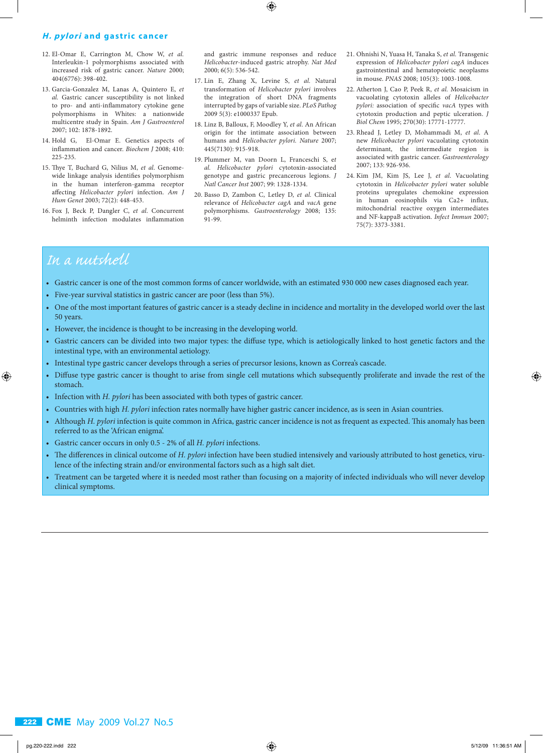12. El-Omar E, Carrington M, Chow W, *et al.* Interleukin-1 polymorphisms associated with increased risk of gastric cancer. *Nature* 2000; 404(6776): 398-402.
13. Garcia-Gonzalez M, Lanas A, Quintero E, *et al.* Gastric cancer susceptibility is not linked to pro- and anti-inflammatory cytokine gene polymorphisms in Whites: a nationwide multicentre study in Spain. *Am J Gastroenterol* 2007; 102: 1878-1892.
14. Hold G, El-Omar E. Genetics aspects of inflammation and cancer. *Biochem J* 2008; 410: 225-235.
15. Thye T, Buchard G, Nilius M, *et al.* Genome-wide linkage analysis identifies polymorphism in the human interferon-gamma receptor affecting *Helicobacter pylori* infection. *Am J Hum Genet* 2003; 72(2): 448-453.
16. Fox J, Beck P, Dangler C, *et al.* Concurrent helminth infection modulates inflammation and gastric immune responses and reduce *Helicobacter*-induced gastric atrophy. *Nat Med* 2000; 6(5): 536-542.
17. Lin E, Zhang X, Levine S, *et al.* Natural transformation of *Helicobacter pylori* involves the integration of short DNA fragments interrupted by gaps of variable size. *PLoS Pathog* 2009 5(3): e1000337 Epub.
18. Linz B, Balloux, F, Moodley Y, *et al.* An African origin for the intimate association between humans and *Helicobacter pylori*. *Nature* 2007; 445(7130): 915-918.
19. Plummer M, van Doorn L, Franceschi S, *et al.* *Helicobacter pylori* cytotoxin-associated genotype and gastric precancerous legions. *J Natl Cancer Inst* 2007; 99: 1328-1334.
20. Basso D, Zambon C, Letley D, *et al.* Clinical relevance of *Helicobacter cagA* and *vacA* gene polymorphisms. *Gastroenterology* 2008; 135: 91-99.
21. Ohnishi N, Yuasa H, Tanaka S, *et al.* Transgenic expression of *Helicobacter pylori cagA* induces gastrointestinal and hematopoietic neoplasms in mouse. *PNAS* 2008; 105(3): 1003-1008.
22. Atherton J, Cao P, Peek R, *et al.* Mosaicism in vacuolating cytotoxin alleles of *Helicobacter pylori*: association of specific *vacA* types with cytotoxin production and peptic ulceration. *J Biol Chem* 1995; 270(30): 17771-17777.
23. Rhead J, Letley D, Mohammadi M, *et al.* A new *Helicobacter pylori* vacuolating cytotoxin determinant, the intermediate region is associated with gastric cancer. *Gastroenterology* 2007; 133: 926-936.
24. Kim JM, Kim JS, Lee J, *et al.* Vacuolating cytotoxin in *Helicobacter pylori* water soluble proteins upregulates chemokine expression in human eosinophils via Ca2+ influx, mitochondrial reactive oxygen intermediates and NF-kappaB activation. *Infect Immun* 2007; 75(7): 3373-3381.

## In a nutshell

- Gastric cancer is one of the most common forms of cancer worldwide, with an estimated 930 000 new cases diagnosed each year.
- Five-year survival statistics in gastric cancer are poor (less than 5%).
- One of the most important features of gastric cancer is a steady decline in incidence and mortality in the developed world over the last 50 years.
- However, the incidence is thought to be increasing in the developing world.
- Gastric cancers can be divided into two major types: the diffuse type, which is aetiologically linked to host genetic factors and the intestinal type, with an environmental aetiology.
- Intestinal type gastric cancer develops through a series of precursor lesions, known as Correa's cascade.
- Diffuse type gastric cancer is thought to arise from single cell mutations which subsequently proliferate and invade the rest of the stomach.
- Infection with *H. pylori* has been associated with both types of gastric cancer.
- Countries with high *H. pylori* infection rates normally have higher gastric cancer incidence, as is seen in Asian countries.
- Although *H. pylori* infection is quite common in Africa, gastric cancer incidence is not as frequent as expected. This anomaly has been referred to as the 'African enigma'.
- Gastric cancer occurs in only 0.5 - 2% of all *H. pylori* infections.
- The differences in clinical outcome of *H. pylori* infection have been studied intensively and variously attributed to host genetics, virulence of the infecting strain and/or environmental factors such as a high salt diet.
- Treatment can be targeted where it is needed most rather than focusing on a majority of infected individuals who will never develop clinical symptoms.